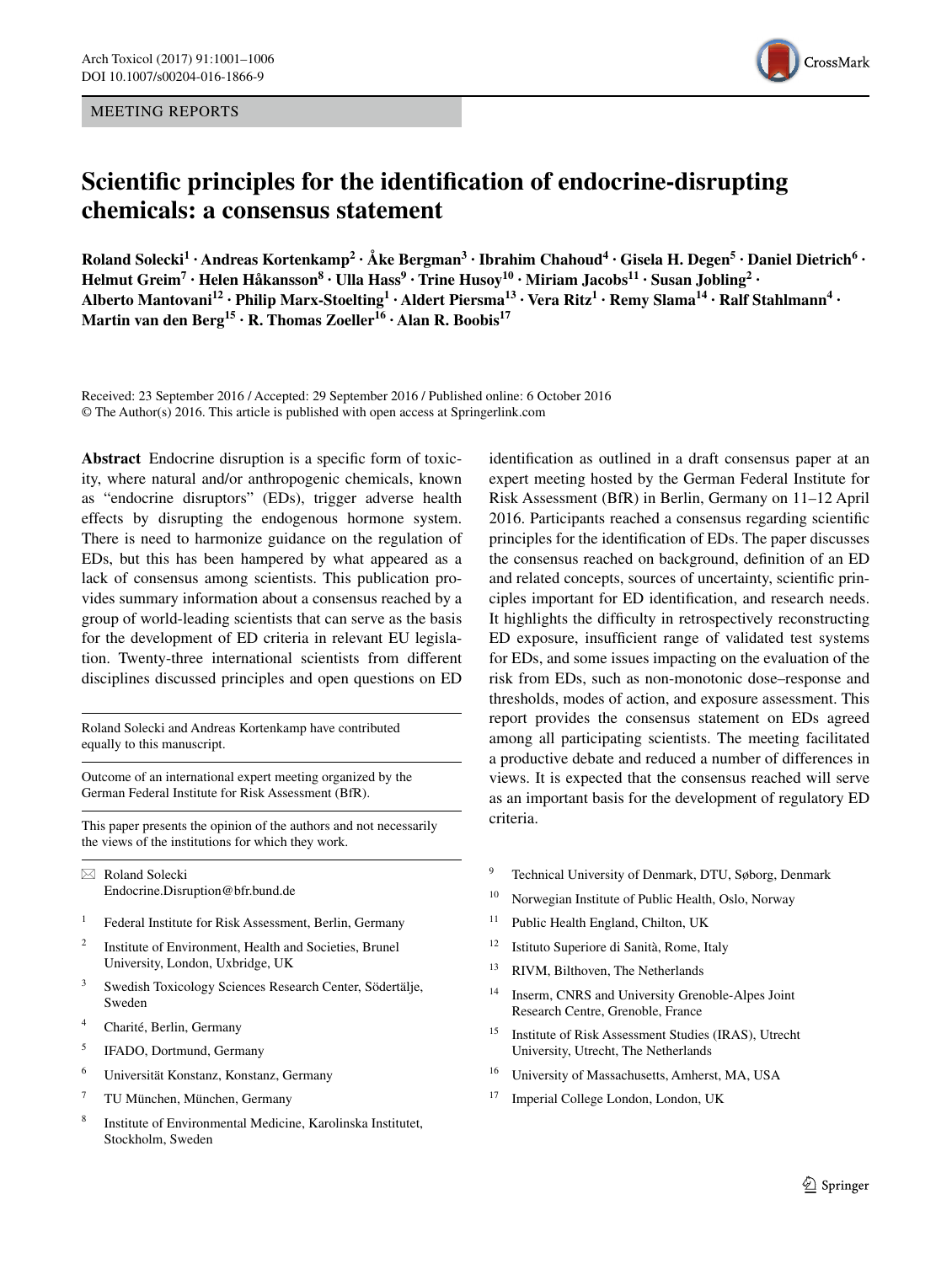MEETING REPORTS

# Scientific principles for the identification of endocrine-disrupting chemicals: a consensus statement

**Roland Solecki[1] · Andreas Kortenkamp[2] · Åke Bergman[3] · Ibrahim Chahoud[4] · Gisela H. Degen[5] · Daniel Dietrich[6] · Helmut Greim[7] · Helen Håkansson[8] · Ulla Hass[9] · Trine Husoy[10] · Miriam Jacobs[11] · Susan Jobling[2] · Alberto Mantovani[12] · Philip Marx-Stoelting[1] · Aldert Piersma[13] · Vera Ritz[1] · Remy Slama[14] · Ralf Stahlmann[4] · Martin van den Berg[15] · R. Thomas Zoeller[16] · Alan R. Boobis[17]**

Received: 23 September 2016 / Accepted: 29 September 2016 / Published online: 6 October 2016
© The Author(s) 2016. This article is published with open access at Springerlink.com

**Abstract** Endocrine disruption is a specific form of toxicity, where natural and/or anthropogenic chemicals, known as "endocrine disruptors" (EDs), trigger adverse health effects by disrupting the endogenous hormone system. There is need to harmonize guidance on the regulation of EDs, but this has been hampered by what appeared as a lack of consensus among scientists. This publication provides summary information about a consensus reached by a group of world-leading scientists that can serve as the basis for the development of ED criteria in relevant EU legislation. Twenty-three international scientists from different disciplines discussed principles and open questions on ED identification as outlined in a draft consensus paper at an expert meeting hosted by the German Federal Institute for Risk Assessment (BfR) in Berlin, Germany on 11–12 April 2016. Participants reached a consensus regarding scientific principles for the identification of EDs. The paper discusses the consensus reached on background, definition of an ED and related concepts, sources of uncertainty, scientific principles important for ED identification, and research needs. It highlights the difficulty in retrospectively reconstructing ED exposure, insufficient range of validated test systems for EDs, and some issues impacting on the evaluation of the risk from EDs, such as non-monotonic dose–response and thresholds, modes of action, and exposure assessment. This report provides the consensus statement on EDs agreed among all participating scientists. The meeting facilitated a productive debate and reduced a number of differences in views. It is expected that the consensus reached will serve as an important basis for the development of regulatory ED criteria.

Roland Solecki and Andreas Kortenkamp have contributed equally to this manuscript.

Outcome of an international expert meeting organized by the German Federal Institute for Risk Assessment (BfR).

This paper presents the opinion of the authors and not necessarily the views of the institutions for which they work.

✉ Roland Solecki
Endocrine.Disruption@bfr.bund.de

1. Federal Institute for Risk Assessment, Berlin, Germany
2. Institute of Environment, Health and Societies, Brunel University, London, Uxbridge, UK
3. Swedish Toxicology Sciences Research Center, Södertälje, Sweden
4. Charité, Berlin, Germany
5. IFADO, Dortmund, Germany
6. Universität Konstanz, Konstanz, Germany
7. TU München, München, Germany
8. Institute of Environmental Medicine, Karolinska Institutet, Stockholm, Sweden
9. Technical University of Denmark, DTU, Søborg, Denmark
10. Norwegian Institute of Public Health, Oslo, Norway
11. Public Health England, Chilton, UK
12. Istituto Superiore di Sanità, Rome, Italy
13. RIVM, Bilthoven, The Netherlands
14. Inserm, CNRS and University Grenoble-Alpes Joint Research Centre, Grenoble, France
15. Institute of Risk Assessment Studies (IRAS), Utrecht University, Utrecht, The Netherlands
16. University of Massachusetts, Amherst, MA, USA
17. Imperial College London, London, UK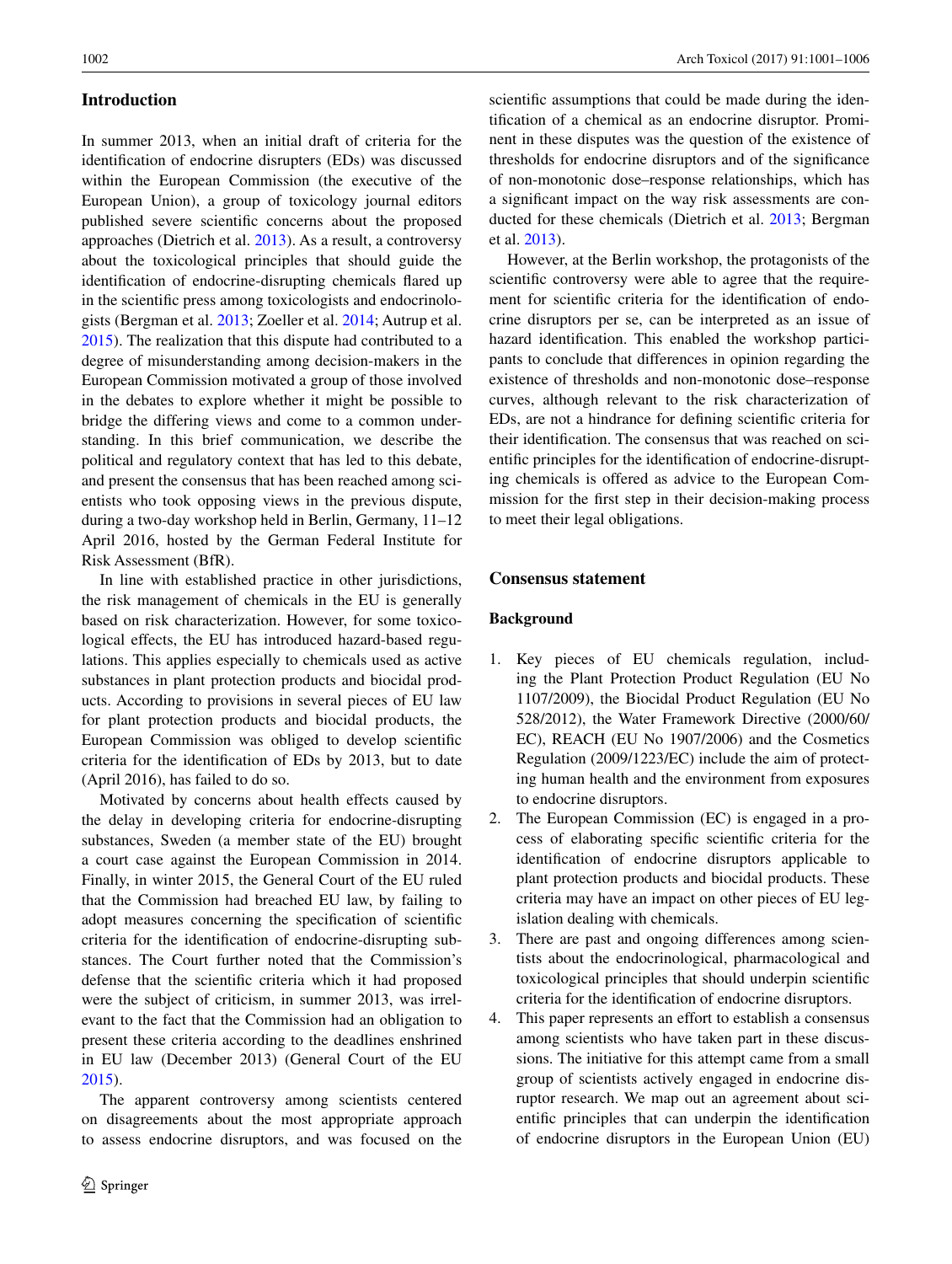## Introduction

In summer 2013, when an initial draft of criteria for the identification of endocrine disrupters (EDs) was discussed within the European Commission (the executive of the European Union), a group of toxicology journal editors published severe scientific concerns about the proposed approaches (Dietrich et al. 2013). As a result, a controversy about the toxicological principles that should guide the identification of endocrine-disrupting chemicals flared up in the scientific press among toxicologists and endocrinologists (Bergman et al. 2013; Zoeller et al. 2014; Autrup et al. 2015). The realization that this dispute had contributed to a degree of misunderstanding among decision-makers in the European Commission motivated a group of those involved in the debates to explore whether it might be possible to bridge the differing views and come to a common understanding. In this brief communication, we describe the political and regulatory context that has led to this debate, and present the consensus that has been reached among scientists who took opposing views in the previous dispute, during a two-day workshop held in Berlin, Germany, 11–12 April 2016, hosted by the German Federal Institute for Risk Assessment (BfR).

In line with established practice in other jurisdictions, the risk management of chemicals in the EU is generally based on risk characterization. However, for some toxicological effects, the EU has introduced hazard-based regulations. This applies especially to chemicals used as active substances in plant protection products and biocidal products. According to provisions in several pieces of EU law for plant protection products and biocidal products, the European Commission was obliged to develop scientific criteria for the identification of EDs by 2013, but to date (April 2016), has failed to do so.

Motivated by concerns about health effects caused by the delay in developing criteria for endocrine-disrupting substances, Sweden (a member state of the EU) brought a court case against the European Commission in 2014. Finally, in winter 2015, the General Court of the EU ruled that the Commission had breached EU law, by failing to adopt measures concerning the specification of scientific criteria for the identification of endocrine-disrupting substances. The Court further noted that the Commission's defense that the scientific criteria which it had proposed were the subject of criticism, in summer 2013, was irrelevant to the fact that the Commission had an obligation to present these criteria according to the deadlines enshrined in EU law (December 2013) (General Court of the EU 2015).

The apparent controversy among scientists centered on disagreements about the most appropriate approach to assess endocrine disruptors, and was focused on the scientific assumptions that could be made during the identification of a chemical as an endocrine disruptor. Prominent in these disputes was the question of the existence of thresholds for endocrine disruptors and of the significance of non-monotonic dose–response relationships, which has a significant impact on the way risk assessments are conducted for these chemicals (Dietrich et al. 2013; Bergman et al. 2013).

However, at the Berlin workshop, the protagonists of the scientific controversy were able to agree that the requirement for scientific criteria for the identification of endocrine disruptors per se, can be interpreted as an issue of hazard identification. This enabled the workshop participants to conclude that differences in opinion regarding the existence of thresholds and non-monotonic dose–response curves, although relevant to the risk characterization of EDs, are not a hindrance for defining scientific criteria for their identification. The consensus that was reached on scientific principles for the identification of endocrine-disrupting chemicals is offered as advice to the European Commission for the first step in their decision-making process to meet their legal obligations.

## Consensus statement

### Background

1. Key pieces of EU chemicals regulation, including the Plant Protection Product Regulation (EU No 1107/2009), the Biocidal Product Regulation (EU No 528/2012), the Water Framework Directive (2000/60/EC), REACH (EU No 1907/2006) and the Cosmetics Regulation (2009/1223/EC) include the aim of protecting human health and the environment from exposures to endocrine disruptors.
2. The European Commission (EC) is engaged in a process of elaborating specific scientific criteria for the identification of endocrine disruptors applicable to plant protection products and biocidal products. These criteria may have an impact on other pieces of EU legislation dealing with chemicals.
3. There are past and ongoing differences among scientists about the endocrinological, pharmacological and toxicological principles that should underpin scientific criteria for the identification of endocrine disruptors.
4. This paper represents an effort to establish a consensus among scientists who have taken part in these discussions. The initiative for this attempt came from a small group of scientists actively engaged in endocrine disruptor research. We map out an agreement about scientific principles that can underpin the identification of endocrine disruptors in the European Union (EU)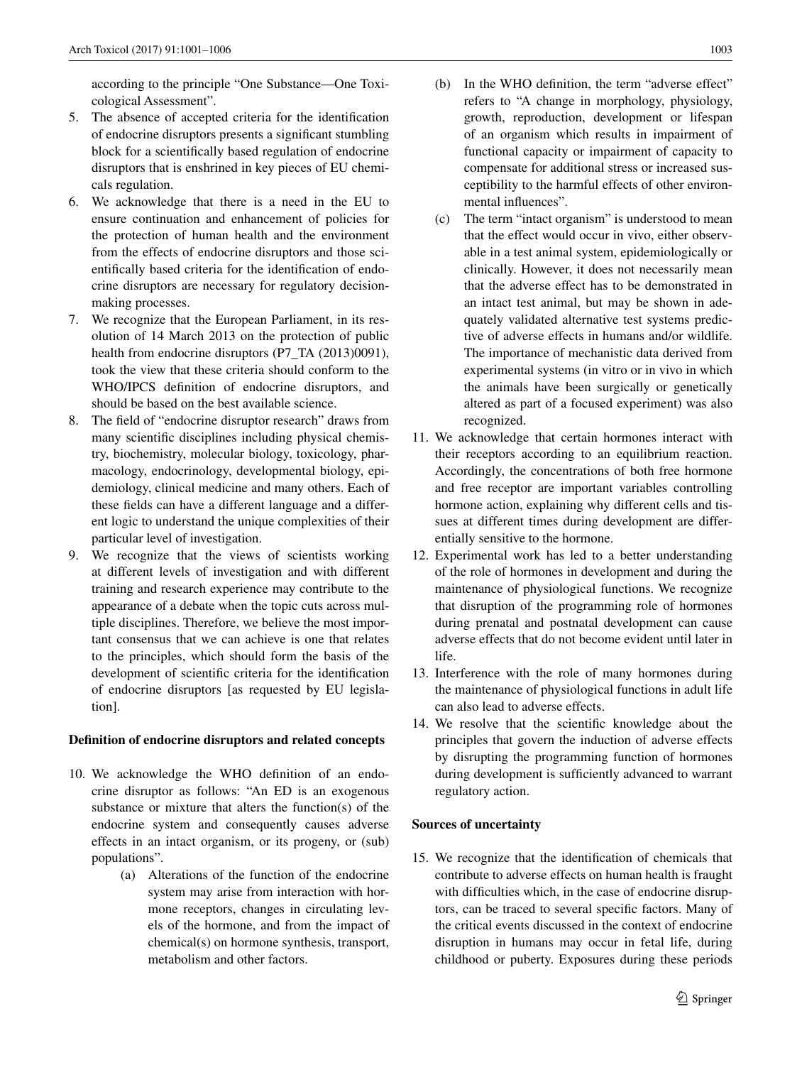according to the principle "One Substance—One Toxicological Assessment".

5. The absence of accepted criteria for the identification of endocrine disruptors presents a significant stumbling block for a scientifically based regulation of endocrine disruptors that is enshrined in key pieces of EU chemicals regulation.
6. We acknowledge that there is a need in the EU to ensure continuation and enhancement of policies for the protection of human health and the environment from the effects of endocrine disruptors and those scientifically based criteria for the identification of endocrine disruptors are necessary for regulatory decision-making processes.
7. We recognize that the European Parliament, in its resolution of 14 March 2013 on the protection of public health from endocrine disruptors (P7_TA (2013)0091), took the view that these criteria should conform to the WHO/IPCS definition of endocrine disruptors, and should be based on the best available science.
8. The field of "endocrine disruptor research" draws from many scientific disciplines including physical chemistry, biochemistry, molecular biology, toxicology, pharmacology, endocrinology, developmental biology, epidemiology, clinical medicine and many others. Each of these fields can have a different language and a different logic to understand the unique complexities of their particular level of investigation.
9. We recognize that the views of scientists working at different levels of investigation and with different training and research experience may contribute to the appearance of a debate when the topic cuts across multiple disciplines. Therefore, we believe the most important consensus that we can achieve is one that relates to the principles, which should form the basis of the development of scientific criteria for the identification of endocrine disruptors [as requested by EU legislation].

**Definition of endocrine disruptors and related concepts**

10. We acknowledge the WHO definition of an endocrine disruptor as follows: "An ED is an exogenous substance or mixture that alters the function(s) of the endocrine system and consequently causes adverse effects in an intact organism, or its progeny, or (sub) populations".
    (a) Alterations of the function of the endocrine system may arise from interaction with hormone receptors, changes in circulating levels of the hormone, and from the impact of chemical(s) on hormone synthesis, transport, metabolism and other factors.
    (b) In the WHO definition, the term "adverse effect" refers to "A change in morphology, physiology, growth, reproduction, development or lifespan of an organism which results in impairment of functional capacity or impairment of capacity to compensate for additional stress or increased susceptibility to the harmful effects of other environmental influences".
    (c) The term "intact organism" is understood to mean that the effect would occur in vivo, either observable in a test animal system, epidemiologically or clinically. However, it does not necessarily mean that the adverse effect has to be demonstrated in an intact test animal, but may be shown in adequately validated alternative test systems predictive of adverse effects in humans and/or wildlife. The importance of mechanistic data derived from experimental systems (in vitro or in vivo in which the animals have been surgically or genetically altered as part of a focused experiment) was also recognized.
11. We acknowledge that certain hormones interact with their receptors according to an equilibrium reaction. Accordingly, the concentrations of both free hormone and free receptor are important variables controlling hormone action, explaining why different cells and tissues at different times during development are differentially sensitive to the hormone.
12. Experimental work has led to a better understanding of the role of hormones in development and during the maintenance of physiological functions. We recognize that disruption of the programming role of hormones during prenatal and postnatal development can cause adverse effects that do not become evident until later in life.
13. Interference with the role of many hormones during the maintenance of physiological functions in adult life can also lead to adverse effects.
14. We resolve that the scientific knowledge about the principles that govern the induction of adverse effects by disrupting the programming function of hormones during development is sufficiently advanced to warrant regulatory action.

**Sources of uncertainty**

15. We recognize that the identification of chemicals that contribute to adverse effects on human health is fraught with difficulties which, in the case of endocrine disruptors, can be traced to several specific factors. Many of the critical events discussed in the context of endocrine disruption in humans may occur in fetal life, during childhood or puberty. Exposures during these periods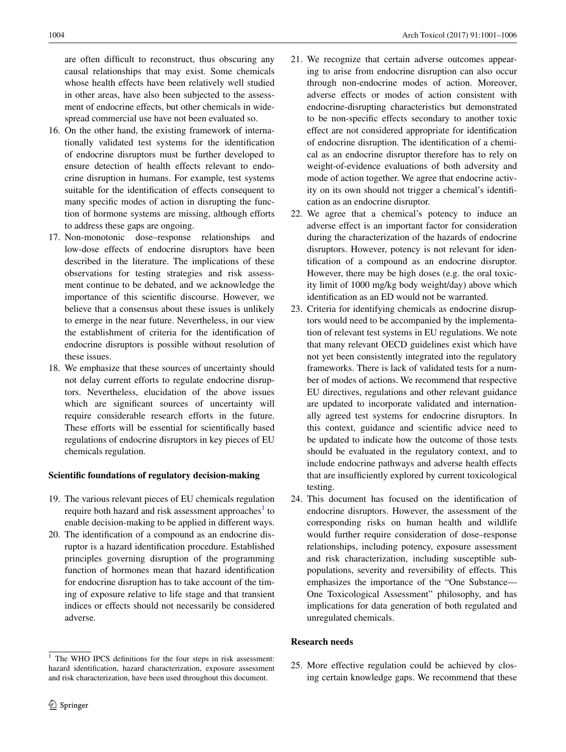are often difficult to reconstruct, thus obscuring any causal relationships that may exist. Some chemicals whose health effects have been relatively well studied in other areas, have also been subjected to the assessment of endocrine effects, but other chemicals in widespread commercial use have not been evaluated so.

16. On the other hand, the existing framework of internationally validated test systems for the identification of endocrine disruptors must be further developed to ensure detection of health effects relevant to endocrine disruption in humans. For example, test systems suitable for the identification of effects consequent to many specific modes of action in disrupting the function of hormone systems are missing, although efforts to address these gaps are ongoing.
17. Non-monotonic dose–response relationships and low-dose effects of endocrine disruptors have been described in the literature. The implications of these observations for testing strategies and risk assessment continue to be debated, and we acknowledge the importance of this scientific discourse. However, we believe that a consensus about these issues is unlikely to emerge in the near future. Nevertheless, in our view the establishment of criteria for the identification of endocrine disruptors is possible without resolution of these issues.
18. We emphasize that these sources of uncertainty should not delay current efforts to regulate endocrine disruptors. Nevertheless, elucidation of the above issues which are significant sources of uncertainty will require considerable research efforts in the future. These efforts will be essential for scientifically based regulations of endocrine disruptors in key pieces of EU chemicals regulation.

### Scientific foundations of regulatory decision-making

19. The various relevant pieces of EU chemicals regulation require both hazard and risk assessment approaches[1] to enable decision-making to be applied in different ways.
20. The identification of a compound as an endocrine disruptor is a hazard identification procedure. Established principles governing disruption of the programming function of hormones mean that hazard identification for endocrine disruption has to take account of the timing of exposure relative to life stage and that transient indices or effects should not necessarily be considered adverse.
21. We recognize that certain adverse outcomes appearing to arise from endocrine disruption can also occur through non-endocrine modes of action. Moreover, adverse effects or modes of action consistent with endocrine-disrupting characteristics but demonstrated to be non-specific effects secondary to another toxic effect are not considered appropriate for identification of endocrine disruption. The identification of a chemical as an endocrine disruptor therefore has to rely on weight-of-evidence evaluations of both adversity and mode of action together. We agree that endocrine activity on its own should not trigger a chemical's identification as an endocrine disruptor.
22. We agree that a chemical's potency to induce an adverse effect is an important factor for consideration during the characterization of the hazards of endocrine disruptors. However, potency is not relevant for identification of a compound as an endocrine disruptor. However, there may be high doses (e.g. the oral toxicity limit of 1000 mg/kg body weight/day) above which identification as an ED would not be warranted.
23. Criteria for identifying chemicals as endocrine disruptors would need to be accompanied by the implementation of relevant test systems in EU regulations. We note that many relevant OECD guidelines exist which have not yet been consistently integrated into the regulatory frameworks. There is lack of validated tests for a number of modes of actions. We recommend that respective EU directives, regulations and other relevant guidance are updated to incorporate validated and internationally agreed test systems for endocrine disruptors. In this context, guidance and scientific advice need to be updated to indicate how the outcome of those tests should be evaluated in the regulatory context, and to include endocrine pathways and adverse health effects that are insufficiently explored by current toxicological testing.
24. This document has focused on the identification of endocrine disruptors. However, the assessment of the corresponding risks on human health and wildlife would further require consideration of dose–response relationships, including potency, exposure assessment and risk characterization, including susceptible subpopulations, severity and reversibility of effects. This emphasizes the importance of the "One Substance—One Toxicological Assessment" philosophy, and has implications for data generation of both regulated and unregulated chemicals.

### Research needs

25. More effective regulation could be achieved by closing certain knowledge gaps. We recommend that these

[1] The WHO IPCS definitions for the four steps in risk assessment: hazard identification, hazard characterization, exposure assessment and risk characterization, have been used throughout this document.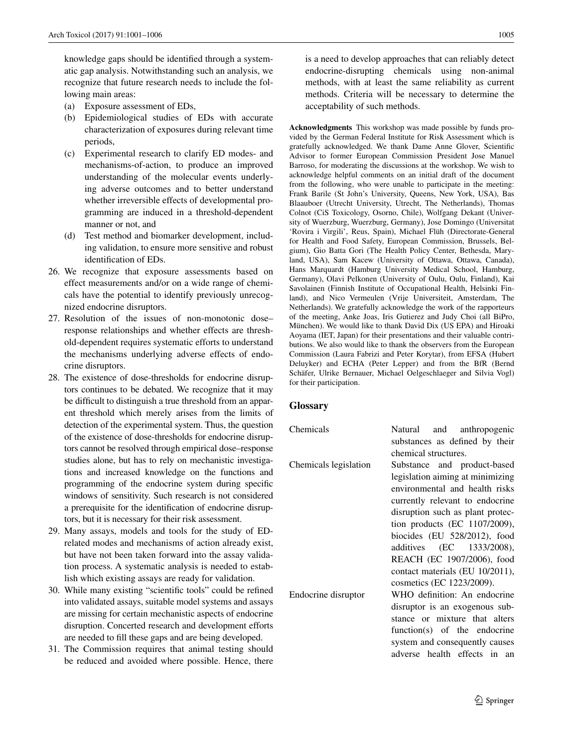knowledge gaps should be identified through a systematic gap analysis. Notwithstanding such an analysis, we recognize that future research needs to include the following main areas:

(a) Exposure assessment of EDs,

(b) Epidemiological studies of EDs with accurate characterization of exposures during relevant time periods,

(c) Experimental research to clarify ED modes- and mechanisms-of-action, to produce an improved understanding of the molecular events underlying adverse outcomes and to better understand whether irreversible effects of developmental programming are induced in a threshold-dependent manner or not, and

(d) Test method and biomarker development, including validation, to ensure more sensitive and robust identification of EDs.

26. We recognize that exposure assessments based on effect measurements and/or on a wide range of chemicals have the potential to identify previously unrecognized endocrine disruptors.

27. Resolution of the issues of non-monotonic dose–response relationships and whether effects are threshold-dependent requires systematic efforts to understand the mechanisms underlying adverse effects of endocrine disruptors.

28. The existence of dose-thresholds for endocrine disruptors continues to be debated. We recognize that it may be difficult to distinguish a true threshold from an apparent threshold which merely arises from the limits of detection of the experimental system. Thus, the question of the existence of dose-thresholds for endocrine disruptors cannot be resolved through empirical dose–response studies alone, but has to rely on mechanistic investigations and increased knowledge on the functions and programming of the endocrine system during specific windows of sensitivity. Such research is not considered a prerequisite for the identification of endocrine disruptors, but it is necessary for their risk assessment.

29. Many assays, models and tools for the study of ED-related modes and mechanisms of action already exist, but have not been taken forward into the assay validation process. A systematic analysis is needed to establish which existing assays are ready for validation.

30. While many existing "scientific tools" could be refined into validated assays, suitable model systems and assays are missing for certain mechanistic aspects of endocrine disruption. Concerted research and development efforts are needed to fill these gaps and are being developed.

31. The Commission requires that animal testing should be reduced and avoided where possible. Hence, there is a need to develop approaches that can reliably detect endocrine-disrupting chemicals using non-animal methods, with at least the same reliability as current methods. Criteria will be necessary to determine the acceptability of such methods.

**Acknowledgments** This workshop was made possible by funds provided by the German Federal Institute for Risk Assessment which is gratefully acknowledged. We thank Dame Anne Glover, Scientific Advisor to former European Commission President Jose Manuel Barroso, for moderating the discussions at the workshop. We wish to acknowledge helpful comments on an initial draft of the document from the following, who were unable to participate in the meeting: Frank Barile (St John's University, Queens, New York, USA), Bas Blaauboer (Utrecht University, Utrecht, The Netherlands), Thomas Colnot (CiS Toxicology, Osorno, Chile), Wolfgang Dekant (University of Wuerzburg, Wuerzburg, Germany), Jose Domingo (Universitat 'Rovira i Virgili', Reus, Spain), Michael Flüh (Directorate-General for Health and Food Safety, European Commission, Brussels, Belgium), Gio Batta Gori (The Health Policy Center, Bethesda, Maryland, USA), Sam Kacew (University of Ottawa, Ottawa, Canada), Hans Marquardt (Hamburg University Medical School, Hamburg, Germany), Olavi Pelkonen (University of Oulu, Oulu, Finland), Kai Savolainen (Finnish Institute of Occupational Health, Helsinki Finland), and Nico Vermeulen (Vrije Universiteit, Amsterdam, The Netherlands). We gratefully acknowledge the work of the rapporteurs of the meeting, Anke Joas, Iris Gutierez and Judy Choi (all BiPro, München). We would like to thank David Dix (US EPA) and Hiroaki Aoyama (IET, Japan) for their presentations and their valuable contributions. We also would like to thank the observers from the European Commission (Laura Fabrizi and Peter Korytar), from EFSA (Hubert Deluyker) and ECHA (Peter Lepper) and from the BfR (Bernd Schäfer, Ulrike Bernauer, Michael Oelgeschlaeger and Silvia Vogl) for their participation.

## Glossary

| | |
|---|---|
| Chemicals | Natural and anthropogenic substances as defined by their chemical structures. |
| Chemicals legislation | Substance and product-based legislation aiming at minimizing environmental and health risks currently relevant to endocrine disruption such as plant protection products (EC 1107/2009), biocides (EU 528/2012), food additives (EC 1333/2008), REACH (EC 1907/2006), food contact materials (EU 10/2011), cosmetics (EC 1223/2009). |
| Endocrine disruptor | WHO definition: An endocrine disruptor is an exogenous substance or mixture that alters function(s) of the endocrine system and consequently causes adverse health effects in an |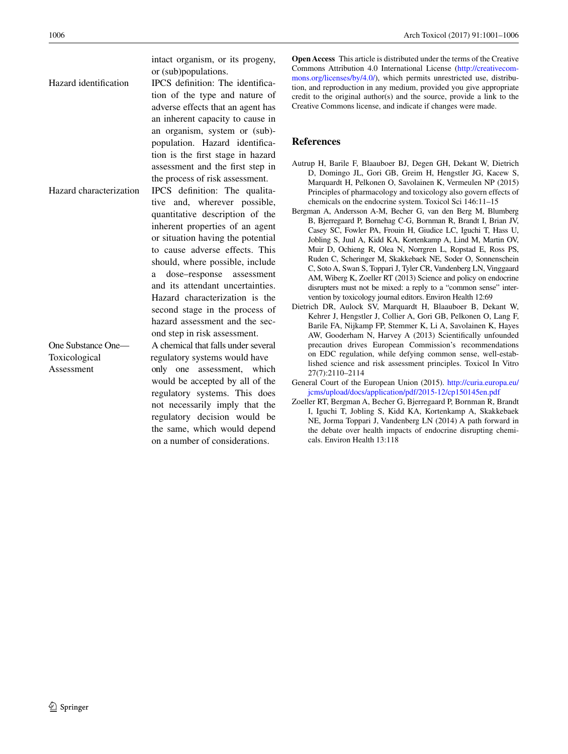| | |
|---|---|
| | intact organism, or its progeny, or (sub)populations. |
| Hazard identification | IPCS definition: The identification of the type and nature of adverse effects that an agent has an inherent capacity to cause in an organism, system or (sub)-population. Hazard identification is the first stage in hazard assessment and the first step in the process of risk assessment. |
| Hazard characterization | IPCS definition: The qualitative and, wherever possible, quantitative description of the inherent properties of an agent or situation having the potential to cause adverse effects. This should, where possible, include a dose–response assessment and its attendant uncertainties. Hazard characterization is the second stage in the process of hazard assessment and the second step in risk assessment. |
| One Substance One—Toxicological Assessment | A chemical that falls under several regulatory systems would have only one assessment, which would be accepted by all of the regulatory systems. This does not necessarily imply that the regulatory decision would be the same, which would depend on a number of considerations. |

**Open Access** This article is distributed under the terms of the Creative Commons Attribution 4.0 International License (http://creativecommons.org/licenses/by/4.0/), which permits unrestricted use, distribution, and reproduction in any medium, provided you give appropriate credit to the original author(s) and the source, provide a link to the Creative Commons license, and indicate if changes were made.

## References

Autrup H, Barile F, Blaauboer BJ, Degen GH, Dekant W, Dietrich D, Domingo JL, Gori GB, Greim H, Hengstler JG, Kacew S, Marquardt H, Pelkonen O, Savolainen K, Vermeulen NP (2015) Principles of pharmacology and toxicology also govern effects of chemicals on the endocrine system. Toxicol Sci 146:11–15

Bergman A, Andersson A-M, Becher G, van den Berg M, Blumberg B, Bjerregaard P, Bornehag C-G, Bornman R, Brandt I, Brian JV, Casey SC, Fowler PA, Frouin H, Giudice LC, Iguchi T, Hass U, Jobling S, Juul A, Kidd KA, Kortenkamp A, Lind M, Martin OV, Muir D, Ochieng R, Olea N, Norrgren L, Ropstad E, Ross PS, Ruden C, Scheringer M, Skakkebaek NE, Soder O, Sonnenschein C, Soto A, Swan S, Toppari J, Tyler CR, Vandenberg LN, Vinggaard AM, Wiberg K, Zoeller RT (2013) Science and policy on endocrine disrupters must not be mixed: a reply to a "common sense" intervention by toxicology journal editors. Environ Health 12:69

Dietrich DR, Aulock SV, Marquardt H, Blaauboer B, Dekant W, Kehrer J, Hengstler J, Collier A, Gori GB, Pelkonen O, Lang F, Barile FA, Nijkamp FP, Stemmer K, Li A, Savolainen K, Hayes AW, Gooderham N, Harvey A (2013) Scientifically unfounded precaution drives European Commission's recommendations on EDC regulation, while defying common sense, well-established science and risk assessment principles. Toxicol In Vitro 27(7):2110–2114

General Court of the European Union (2015). http://curia.europa.eu/jcms/upload/docs/application/pdf/2015-12/cp150145en.pdf

Zoeller RT, Bergman A, Becher G, Bjerregaard P, Bornman R, Brandt I, Iguchi T, Jobling S, Kidd KA, Kortenkamp A, Skakkebaek NE, Jorma Toppari J, Vandenberg LN (2014) A path forward in the debate over health impacts of endocrine disrupting chemicals. Environ Health 13:118